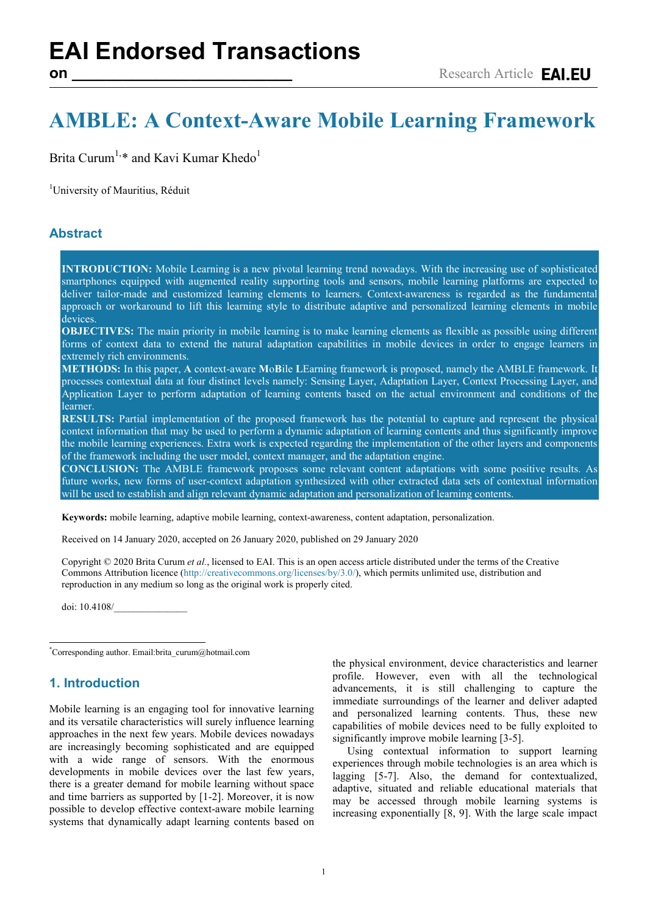# AMBLE: A Context-Aware Mobile Learning Framework

Brita Curum[1,]* and Kavi Kumar Khedo[1]

[1]University of Mauritius, Réduit

## Abstract

**INTRODUCTION:** Mobile Learning is a new pivotal learning trend nowadays. With the increasing use of sophisticated smartphones equipped with augmented reality supporting tools and sensors, mobile learning platforms are expected to deliver tailor-made and customized learning elements to learners. Context-awareness is regarded as the fundamental approach or workaround to lift this learning style to distribute adaptive and personalized learning elements in mobile devices.
**OBJECTIVES:** The main priority in mobile learning is to make learning elements as flexible as possible using different forms of context data to extend the natural adaptation capabilities in mobile devices in order to engage learners in extremely rich environments.
**METHODS:** In this paper, **A** context-aware **M**o**B**ile **LE**arning framework is proposed, namely the AMBLE framework. It processes contextual data at four distinct levels namely: Sensing Layer, Adaptation Layer, Context Processing Layer, and Application Layer to perform adaptation of learning contents based on the actual environment and conditions of the learner.
**RESULTS:** Partial implementation of the proposed framework has the potential to capture and represent the physical context information that may be used to perform a dynamic adaptation of learning contents and thus significantly improve the mobile learning experiences. Extra work is expected regarding the implementation of the other layers and components of the framework including the user model, context manager, and the adaptation engine.
**CONCLUSION:** The AMBLE framework proposes some relevant content adaptations with some positive results. As future works, new forms of user-context adaptation synthesized with other extracted data sets of contextual information will be used to establish and align relevant dynamic adaptation and personalization of learning contents.

**Keywords:** mobile learning, adaptive mobile learning, context-awareness, content adaptation, personalization.

Received on 14 January 2020, accepted on 26 January 2020, published on 29 January 2020

Copyright © 2020 Brita Curum *et al.*, licensed to EAI. This is an open access article distributed under the terms of the Creative Commons Attribution licence (http://creativecommons.org/licenses/by/3.0/), which permits unlimited use, distribution and reproduction in any medium so long as the original work is properly cited.

doi: 10.4108/_______________

*Corresponding author. Email:brita_curum@hotmail.com

## 1. Introduction

Mobile learning is an engaging tool for innovative learning and its versatile characteristics will surely influence learning approaches in the next few years. Mobile devices nowadays are increasingly becoming sophisticated and are equipped with a wide range of sensors. With the enormous developments in mobile devices over the last few years, there is a greater demand for mobile learning without space and time barriers as supported by [1-2]. Moreover, it is now possible to develop effective context-aware mobile learning systems that dynamically adapt learning contents based on the physical environment, device characteristics and learner profile. However, even with all the technological advancements, it is still challenging to capture the immediate surroundings of the learner and deliver adapted and personalized learning contents. Thus, these new capabilities of mobile devices need to be fully exploited to significantly improve mobile learning [3-5].

Using contextual information to support learning experiences through mobile technologies is an area which is lagging [5-7]. Also, the demand for contextualized, adaptive, situated and reliable educational materials that may be accessed through mobile learning systems is increasing exponentially [8, 9]. With the large scale impact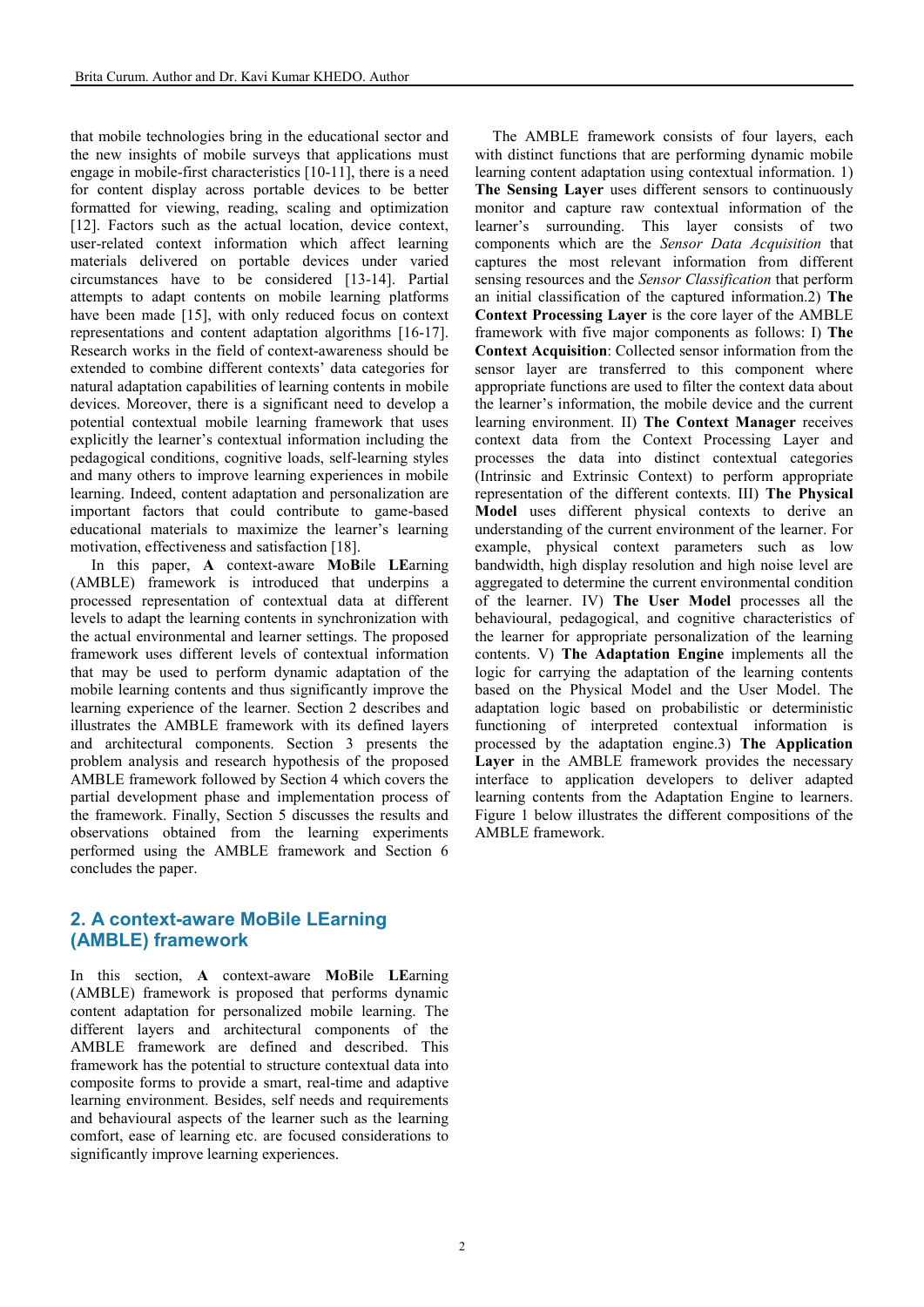that mobile technologies bring in the educational sector and the new insights of mobile surveys that applications must engage in mobile-first characteristics [10-11], there is a need for content display across portable devices to be better formatted for viewing, reading, scaling and optimization [12]. Factors such as the actual location, device context, user-related context information which affect learning materials delivered on portable devices under varied circumstances have to be considered [13-14]. Partial attempts to adapt contents on mobile learning platforms have been made [15], with only reduced focus on context representations and content adaptation algorithms [16-17]. Research works in the field of context-awareness should be extended to combine different contexts' data categories for natural adaptation capabilities of learning contents in mobile devices. Moreover, there is a significant need to develop a potential contextual mobile learning framework that uses explicitly the learner's contextual information including the pedagogical conditions, cognitive loads, self-learning styles and many others to improve learning experiences in mobile learning. Indeed, content adaptation and personalization are important factors that could contribute to game-based educational materials to maximize the learner's learning motivation, effectiveness and satisfaction [18].

In this paper, **A** context-aware **M**o**B**ile **LE**arning (AMBLE) framework is introduced that underpins a processed representation of contextual data at different levels to adapt the learning contents in synchronization with the actual environmental and learner settings. The proposed framework uses different levels of contextual information that may be used to perform dynamic adaptation of the mobile learning contents and thus significantly improve the learning experience of the learner. Section 2 describes and illustrates the AMBLE framework with its defined layers and architectural components. Section 3 presents the problem analysis and research hypothesis of the proposed AMBLE framework followed by Section 4 which covers the partial development phase and implementation process of the framework. Finally, Section 5 discusses the results and observations obtained from the learning experiments performed using the AMBLE framework and Section 6 concludes the paper.

## 2. A context-aware MoBile LEarning (AMBLE) framework

In this section, **A** context-aware **M**o**B**ile **LE**arning (AMBLE) framework is proposed that performs dynamic content adaptation for personalized mobile learning. The different layers and architectural components of the AMBLE framework are defined and described. This framework has the potential to structure contextual data into composite forms to provide a smart, real-time and adaptive learning environment. Besides, self needs and requirements and behavioural aspects of the learner such as the learning comfort, ease of learning etc. are focused considerations to significantly improve learning experiences.

The AMBLE framework consists of four layers, each with distinct functions that are performing dynamic mobile learning content adaptation using contextual information. 1) **The Sensing Layer** uses different sensors to continuously monitor and capture raw contextual information of the learner's surrounding. This layer consists of two components which are the *Sensor Data Acquisition* that captures the most relevant information from different sensing resources and the *Sensor Classification* that perform an initial classification of the captured information.2) **The Context Processing Layer** is the core layer of the AMBLE framework with five major components as follows: I) **The Context Acquisition**: Collected sensor information from the sensor layer are transferred to this component where appropriate functions are used to filter the context data about the learner's information, the mobile device and the current learning environment. II) **The Context Manager** receives context data from the Context Processing Layer and processes the data into distinct contextual categories (Intrinsic and Extrinsic Context) to perform appropriate representation of the different contexts. III) **The Physical Model** uses different physical contexts to derive an understanding of the current environment of the learner. For example, physical context parameters such as low bandwidth, high display resolution and high noise level are aggregated to determine the current environmental condition of the learner. IV) **The User Model** processes all the behavioural, pedagogical, and cognitive characteristics of the learner for appropriate personalization of the learning contents. V) **The Adaptation Engine** implements all the logic for carrying the adaptation of the learning contents based on the Physical Model and the User Model. The adaptation logic based on probabilistic or deterministic functioning of interpreted contextual information is processed by the adaptation engine.3) **The Application Layer** in the AMBLE framework provides the necessary interface to application developers to deliver adapted learning contents from the Adaptation Engine to learners. Figure 1 below illustrates the different compositions of the AMBLE framework.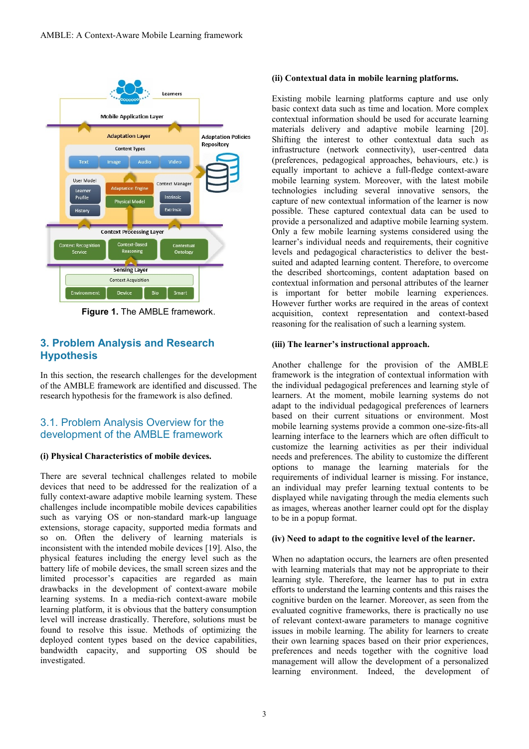Figure 1. The AMBLE framework.

## 3. Problem Analysis and Research Hypothesis

In this section, the research challenges for the development of the AMBLE framework are identified and discussed. The research hypothesis for the framework is also defined.

### 3.1. Problem Analysis Overview for the development of the AMBLE framework

**(i) Physical Characteristics of mobile devices.**

There are several technical challenges related to mobile devices that need to be addressed for the realization of a fully context-aware adaptive mobile learning system. These challenges include incompatible mobile devices capabilities such as varying OS or non-standard mark-up language extensions, storage capacity, supported media formats and so on. Often the delivery of learning materials is inconsistent with the intended mobile devices [19]. Also, the physical features including the energy level such as the battery life of mobile devices, the small screen sizes and the limited processor's capacities are regarded as main drawbacks in the development of context-aware mobile learning systems. In a media-rich context-aware mobile learning platform, it is obvious that the battery consumption level will increase drastically. Therefore, solutions must be found to resolve this issue. Methods of optimizing the deployed content types based on the device capabilities, bandwidth capacity, and supporting OS should be investigated.

**(ii) Contextual data in mobile learning platforms.**

Existing mobile learning platforms capture and use only basic context data such as time and location. More complex contextual information should be used for accurate learning materials delivery and adaptive mobile learning [20]. Shifting the interest to other contextual data such as infrastructure (network connectivity), user-centred data (preferences, pedagogical approaches, behaviours, etc.) is equally important to achieve a full-fledge context-aware mobile learning system. Moreover, with the latest mobile technologies including several innovative sensors, the capture of new contextual information of the learner is now possible. These captured contextual data can be used to provide a personalized and adaptive mobile learning system. Only a few mobile learning systems considered using the learner's individual needs and requirements, their cognitive levels and pedagogical characteristics to deliver the best-suited and adapted learning content. Therefore, to overcome the described shortcomings, content adaptation based on contextual information and personal attributes of the learner is important for better mobile learning experiences. However further works are required in the areas of context acquisition, context representation and context-based reasoning for the realisation of such a learning system.

**(iii) The learner's instructional approach.**

Another challenge for the provision of the AMBLE framework is the integration of contextual information with the individual pedagogical preferences and learning style of learners. At the moment, mobile learning systems do not adapt to the individual pedagogical preferences of learners based on their current situations or environment. Most mobile learning systems provide a common one-size-fits-all learning interface to the learners which are often difficult to customize the learning activities as per their individual needs and preferences. The ability to customize the different options to manage the learning materials for the requirements of individual learner is missing. For instance, an individual may prefer learning textual contents to be displayed while navigating through the media elements such as images, whereas another learner could opt for the display to be in a popup format.

**(iv) Need to adapt to the cognitive level of the learner.**

When no adaptation occurs, the learners are often presented with learning materials that may not be appropriate to their learning style. Therefore, the learner has to put in extra efforts to understand the learning contents and this raises the cognitive burden on the learner. Moreover, as seen from the evaluated cognitive frameworks, there is practically no use of relevant context-aware parameters to manage cognitive issues in mobile learning. The ability for learners to create their own learning spaces based on their prior experiences, preferences and needs together with the cognitive load management will allow the development of a personalized learning environment. Indeed, the development of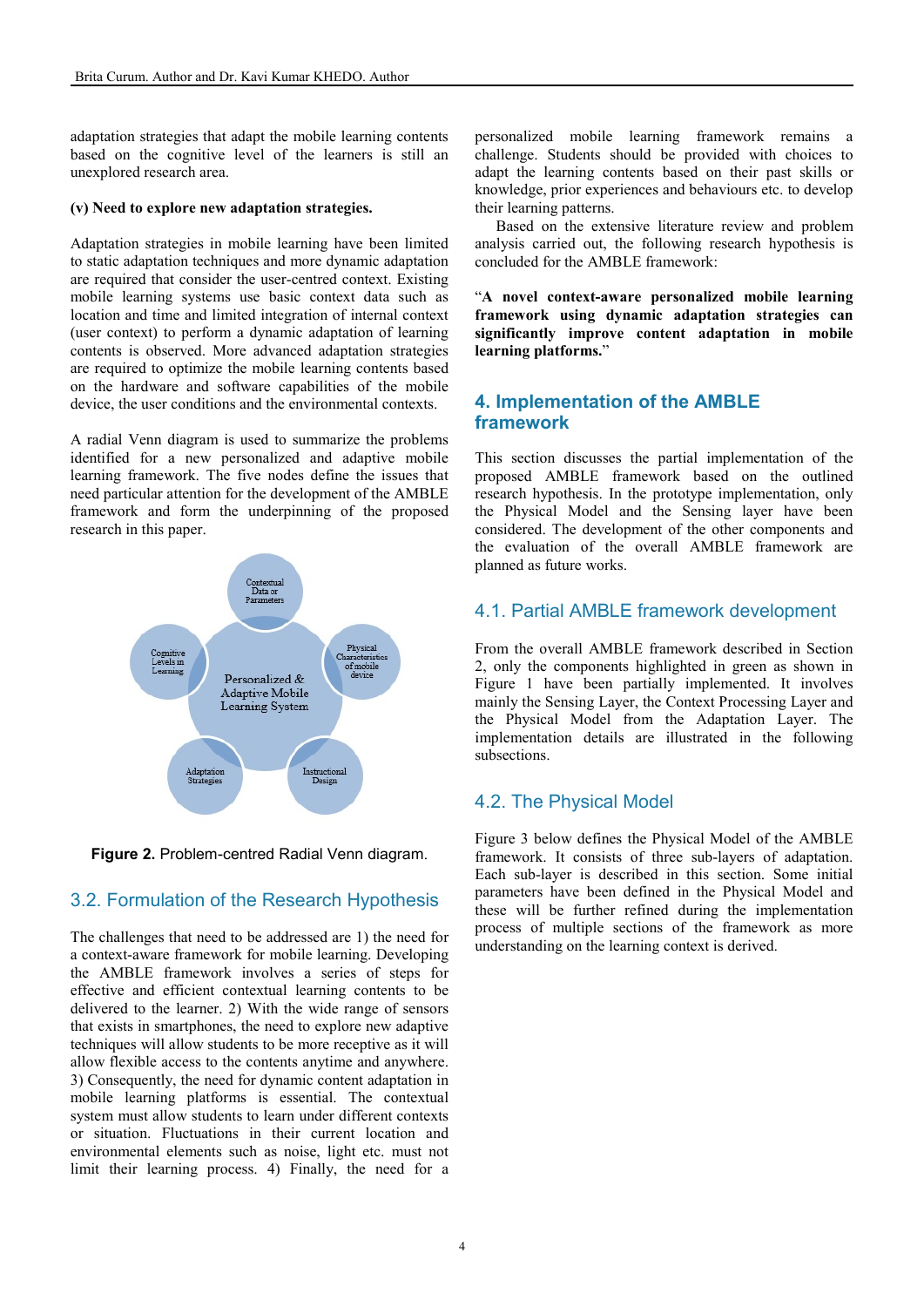adaptation strategies that adapt the mobile learning contents based on the cognitive level of the learners is still an unexplored research area.

**(v) Need to explore new adaptation strategies.**

Adaptation strategies in mobile learning have been limited to static adaptation techniques and more dynamic adaptation are required that consider the user-centred context. Existing mobile learning systems use basic context data such as location and time and limited integration of internal context (user context) to perform a dynamic adaptation of learning contents is observed. More advanced adaptation strategies are required to optimize the mobile learning contents based on the hardware and software capabilities of the mobile device, the user conditions and the environmental contexts.

A radial Venn diagram is used to summarize the problems identified for a new personalized and adaptive mobile learning framework. The five nodes define the issues that need particular attention for the development of the AMBLE framework and form the underpinning of the proposed research in this paper.

**Figure 2.** Problem-centred Radial Venn diagram.

## 3.2. Formulation of the Research Hypothesis

The challenges that need to be addressed are 1) the need for a context-aware framework for mobile learning. Developing the AMBLE framework involves a series of steps for effective and efficient contextual learning contents to be delivered to the learner. 2) With the wide range of sensors that exists in smartphones, the need to explore new adaptive techniques will allow students to be more receptive as it will allow flexible access to the contents anytime and anywhere. 3) Consequently, the need for dynamic content adaptation in mobile learning platforms is essential. The contextual system must allow students to learn under different contexts or situation. Fluctuations in their current location and environmental elements such as noise, light etc. must not limit their learning process. 4) Finally, the need for a personalized mobile learning framework remains a challenge. Students should be provided with choices to adapt the learning contents based on their past skills or knowledge, prior experiences and behaviours etc. to develop their learning patterns.

Based on the extensive literature review and problem analysis carried out, the following research hypothesis is concluded for the AMBLE framework:

"**A novel context-aware personalized mobile learning framework using dynamic adaptation strategies can significantly improve content adaptation in mobile learning platforms.**"

# 4. Implementation of the AMBLE framework

This section discusses the partial implementation of the proposed AMBLE framework based on the outlined research hypothesis. In the prototype implementation, only the Physical Model and the Sensing layer have been considered. The development of the other components and the evaluation of the overall AMBLE framework are planned as future works.

## 4.1. Partial AMBLE framework development

From the overall AMBLE framework described in Section 2, only the components highlighted in green as shown in Figure 1 have been partially implemented. It involves mainly the Sensing Layer, the Context Processing Layer and the Physical Model from the Adaptation Layer. The implementation details are illustrated in the following subsections.

## 4.2. The Physical Model

Figure 3 below defines the Physical Model of the AMBLE framework. It consists of three sub-layers of adaptation. Each sub-layer is described in this section. Some initial parameters have been defined in the Physical Model and these will be further refined during the implementation process of multiple sections of the framework as more understanding on the learning context is derived.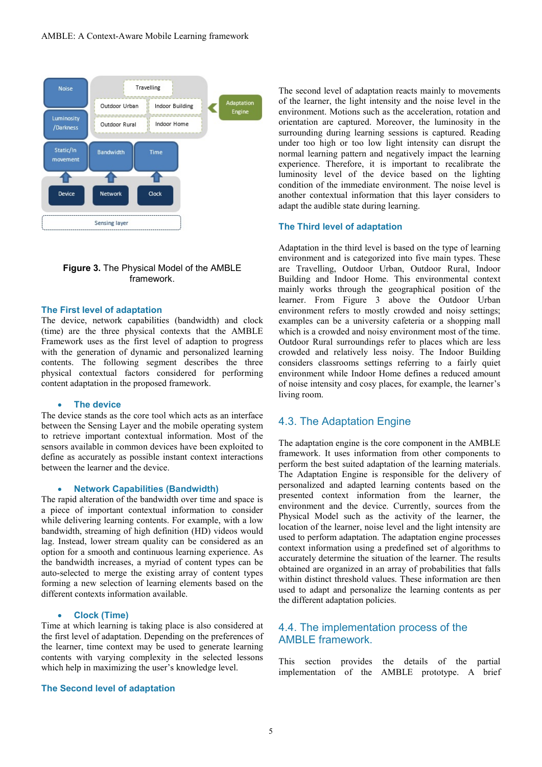**Figure 3.** The Physical Model of the AMBLE framework.

### The First level of adaptation

The device, network capabilities (bandwidth) and clock (time) are the three physical contexts that the AMBLE Framework uses as the first level of adaption to progress with the generation of dynamic and personalized learning contents. The following segment describes the three physical contextual factors considered for performing content adaptation in the proposed framework.

- **The device**

The device stands as the core tool which acts as an interface between the Sensing Layer and the mobile operating system to retrieve important contextual information. Most of the sensors available in common devices have been exploited to define as accurately as possible instant context interactions between the learner and the device.

- **Network Capabilities (Bandwidth)**

The rapid alteration of the bandwidth over time and space is a piece of important contextual information to consider while delivering learning contents. For example, with a low bandwidth, streaming of high definition (HD) videos would lag. Instead, lower stream quality can be considered as an option for a smooth and continuous learning experience. As the bandwidth increases, a myriad of content types can be auto-selected to merge the existing array of content types forming a new selection of learning elements based on the different contexts information available.

- **Clock (Time)**

Time at which learning is taking place is also considered at the first level of adaptation. Depending on the preferences of the learner, time context may be used to generate learning contents with varying complexity in the selected lessons which help in maximizing the user's knowledge level.

### The Second level of adaptation

The second level of adaptation reacts mainly to movements of the learner, the light intensity and the noise level in the environment. Motions such as the acceleration, rotation and orientation are captured. Moreover, the luminosity in the surrounding during learning sessions is captured. Reading under too high or too low light intensity can disrupt the normal learning pattern and negatively impact the learning experience. Therefore, it is important to recalibrate the luminosity level of the device based on the lighting condition of the immediate environment. The noise level is another contextual information that this layer considers to adapt the audible state during learning.

### The Third level of adaptation

Adaptation in the third level is based on the type of learning environment and is categorized into five main types. These are Travelling, Outdoor Urban, Outdoor Rural, Indoor Building and Indoor Home. This environmental context mainly works through the geographical position of the learner. From Figure 3 above the Outdoor Urban environment refers to mostly crowded and noisy settings; examples can be a university cafeteria or a shopping mall which is a crowded and noisy environment most of the time. Outdoor Rural surroundings refer to places which are less crowded and relatively less noisy. The Indoor Building considers classrooms settings referring to a fairly quiet environment while Indoor Home defines a reduced amount of noise intensity and cosy places, for example, the learner's living room.

## 4.3. The Adaptation Engine

The adaptation engine is the core component in the AMBLE framework. It uses information from other components to perform the best suited adaptation of the learning materials. The Adaptation Engine is responsible for the delivery of personalized and adapted learning contents based on the presented context information from the learner, the environment and the device. Currently, sources from the Physical Model such as the activity of the learner, the location of the learner, noise level and the light intensity are used to perform adaptation. The adaptation engine processes context information using a predefined set of algorithms to accurately determine the situation of the learner. The results obtained are organized in an array of probabilities that falls within distinct threshold values. These information are then used to adapt and personalize the learning contents as per the different adaptation policies.

## 4.4. The implementation process of the AMBLE framework.

This section provides the details of the partial implementation of the AMBLE prototype. A brief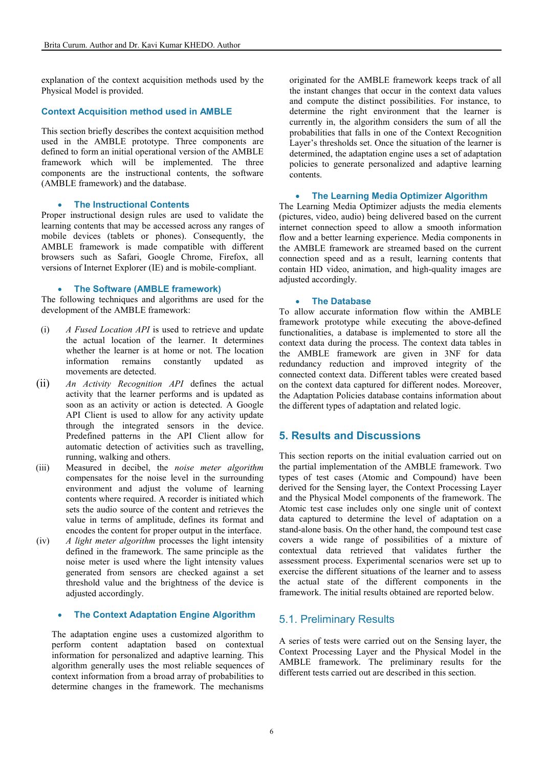explanation of the context acquisition methods used by the Physical Model is provided.

### Context Acquisition method used in AMBLE

This section briefly describes the context acquisition method used in the AMBLE prototype. Three components are defined to form an initial operational version of the AMBLE framework which will be implemented. The three components are the instructional contents, the software (AMBLE framework) and the database.

- **The Instructional Contents**

Proper instructional design rules are used to validate the learning contents that may be accessed across any ranges of mobile devices (tablets or phones). Consequently, the AMBLE framework is made compatible with different browsers such as Safari, Google Chrome, Firefox, all versions of Internet Explorer (IE) and is mobile-compliant.

- **The Software (AMBLE framework)**

The following techniques and algorithms are used for the development of the AMBLE framework:

(i) *A Fused Location API* is used to retrieve and update the actual location of the learner. It determines whether the learner is at home or not. The location information remains constantly updated as movements are detected.

(ii) *An Activity Recognition API* defines the actual activity that the learner performs and is updated as soon as an activity or action is detected. A Google API Client is used to allow for any activity update through the integrated sensors in the device. Predefined patterns in the API Client allow for automatic detection of activities such as travelling, running, walking and others.

(iii) Measured in decibel, the *noise meter algorithm* compensates for the noise level in the surrounding environment and adjust the volume of learning contents where required. A recorder is initiated which sets the audio source of the content and retrieves the value in terms of amplitude, defines its format and encodes the content for proper output in the interface.

(iv) *A light meter algorithm* processes the light intensity defined in the framework. The same principle as the noise meter is used where the light intensity values generated from sensors are checked against a set threshold value and the brightness of the device is adjusted accordingly.

- **The Context Adaptation Engine Algorithm**

The adaptation engine uses a customized algorithm to perform content adaptation based on contextual information for personalized and adaptive learning. This algorithm generally uses the most reliable sequences of context information from a broad array of probabilities to determine changes in the framework. The mechanisms originated for the AMBLE framework keeps track of all the instant changes that occur in the context data values and compute the distinct possibilities. For instance, to determine the right environment that the learner is currently in, the algorithm considers the sum of all the probabilities that falls in one of the Context Recognition Layer's thresholds set. Once the situation of the learner is determined, the adaptation engine uses a set of adaptation policies to generate personalized and adaptive learning contents.

- **The Learning Media Optimizer Algorithm**

The Learning Media Optimizer adjusts the media elements (pictures, video, audio) being delivered based on the current internet connection speed to allow a smooth information flow and a better learning experience. Media components in the AMBLE framework are streamed based on the current connection speed and as a result, learning contents that contain HD video, animation, and high-quality images are adjusted accordingly.

- **The Database**

To allow accurate information flow within the AMBLE framework prototype while executing the above-defined functionalities, a database is implemented to store all the context data during the process. The context data tables in the AMBLE framework are given in 3NF for data redundancy reduction and improved integrity of the connected context data. Different tables were created based on the context data captured for different nodes. Moreover, the Adaptation Policies database contains information about the different types of adaptation and related logic.

## 5. Results and Discussions

This section reports on the initial evaluation carried out on the partial implementation of the AMBLE framework. Two types of test cases (Atomic and Compound) have been derived for the Sensing layer, the Context Processing Layer and the Physical Model components of the framework. The Atomic test case includes only one single unit of context data captured to determine the level of adaptation on a stand-alone basis. On the other hand, the compound test case covers a wide range of possibilities of a mixture of contextual data retrieved that validates further the assessment process. Experimental scenarios were set up to exercise the different situations of the learner and to assess the actual state of the different components in the framework. The initial results obtained are reported below.

### 5.1. Preliminary Results

A series of tests were carried out on the Sensing layer, the Context Processing Layer and the Physical Model in the AMBLE framework. The preliminary results for the different tests carried out are described in this section.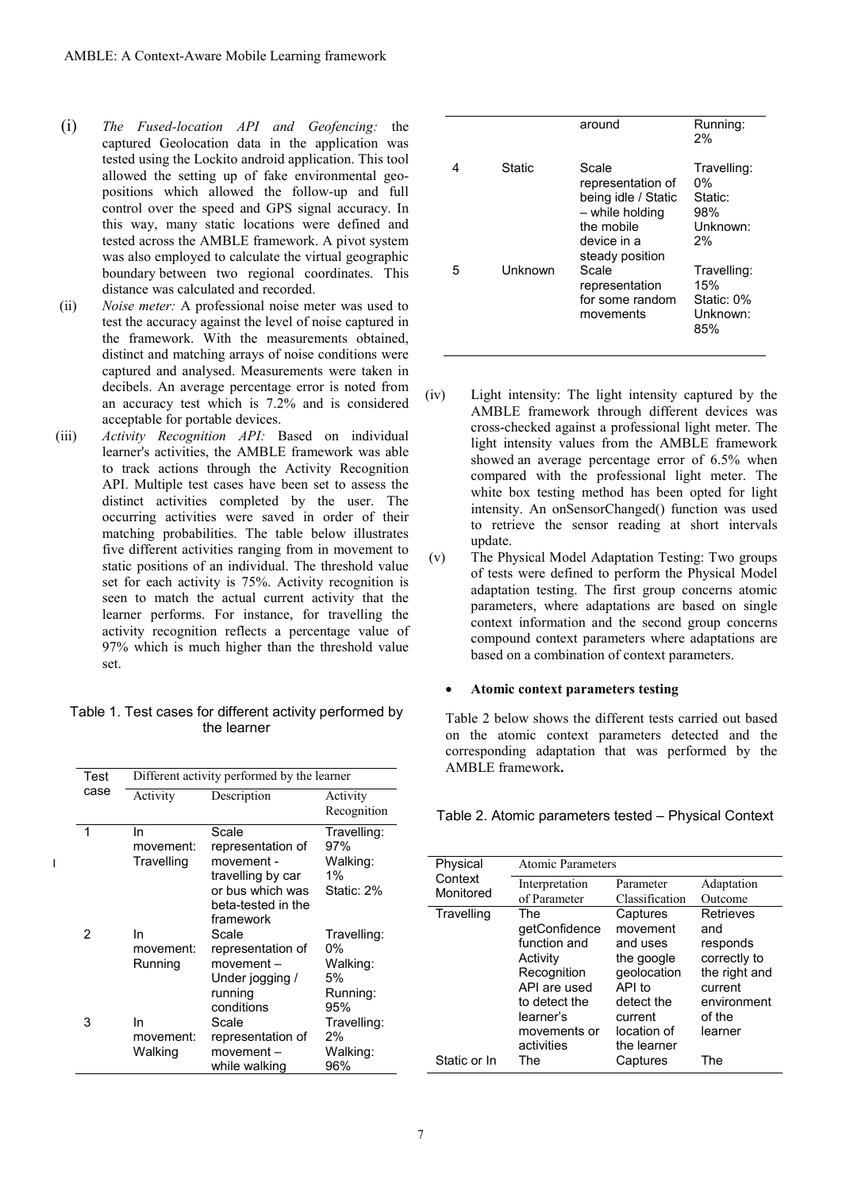(i) *The Fused-location API and Geofencing:* the captured Geolocation data in the application was tested using the Lockito android application. This tool allowed the setting up of fake environmental geo-positions which allowed the follow-up and full control over the speed and GPS signal accuracy. In this way, many static locations were defined and tested across the AMBLE framework. A pivot system was also employed to calculate the virtual geographic boundary between two regional coordinates. This distance was calculated and recorded.

(ii) *Noise meter:* A professional noise meter was used to test the accuracy against the level of noise captured in the framework. With the measurements obtained, distinct and matching arrays of noise conditions were captured and analysed. Measurements were taken in decibels. An average percentage error is noted from an accuracy test which is 7.2% and is considered acceptable for portable devices.

(iii) *Activity Recognition API:* Based on individual learner's activities, the AMBLE framework was able to track actions through the Activity Recognition API. Multiple test cases have been set to assess the distinct activities completed by the user. The occurring activities were saved in order of their matching probabilities. The table below illustrates five different activities ranging from in movement to static positions of an individual. The threshold value set for each activity is 75%. Activity recognition is seen to match the actual current activity that the learner performs. For instance, for travelling the activity recognition reflects a percentage value of 97% which is much higher than the threshold value set.

Table 1. Test cases for different activity performed by the learner

| Test case | Different activity performed by the learner | | |
|---|---|---|---|
| | Activity | Description | Activity Recognition |
| 1 | In movement: Travelling | Scale representation of movement - travelling by car or bus which was beta-tested in the framework | Travelling: 97% Walking: 1% Static: 2% |
| 2 | In movement: Running | Scale representation of movement – Under jogging / running conditions | Travelling: 0% Walking: 5% Running: 95% |
| 3 | In movement: Walking | Scale representation of movement – while walking around | Travelling: 2% Walking: 96% Running: 2% |
| 4 | Static | Scale representation of being idle / Static – while holding the mobile device in a steady position | Travelling: 0% Static: 98% Unknown: 2% |
| 5 | Unknown | Scale representation for some random movements | Travelling: 15% Static: 0% Unknown: 85% |

(iv) Light intensity: The light intensity captured by the AMBLE framework through different devices was cross-checked against a professional light meter. The light intensity values from the AMBLE framework showed an average percentage error of 6.5% when compared with the professional light meter. The white box testing method has been opted for light intensity. An onSensorChanged() function was used to retrieve the sensor reading at short intervals update.

(v) The Physical Model Adaptation Testing: Two groups of tests were defined to perform the Physical Model adaptation testing. The first group concerns atomic parameters, where adaptations are based on single context information and the second group concerns compound context parameters where adaptations are based on a combination of context parameters.

- **Atomic context parameters testing**

Table 2 below shows the different tests carried out based on the atomic context parameters detected and the corresponding adaptation that was performed by the AMBLE framework**.**

Table 2. Atomic parameters tested – Physical Context

| Physical Context Monitored | Atomic Parameters | | |
|---|---|---|---|
| | Interpretation of Parameter | Parameter Classification | Adaptation Outcome |
| Travelling | The getConfidence function and Activity Recognition API are used to detect the learner's movements or activities | Captures movement and uses the google geolocation API to detect the current location of the learner | Retrieves and responds correctly to the right and current environment of the learner |
| Static or In | The | Captures | The |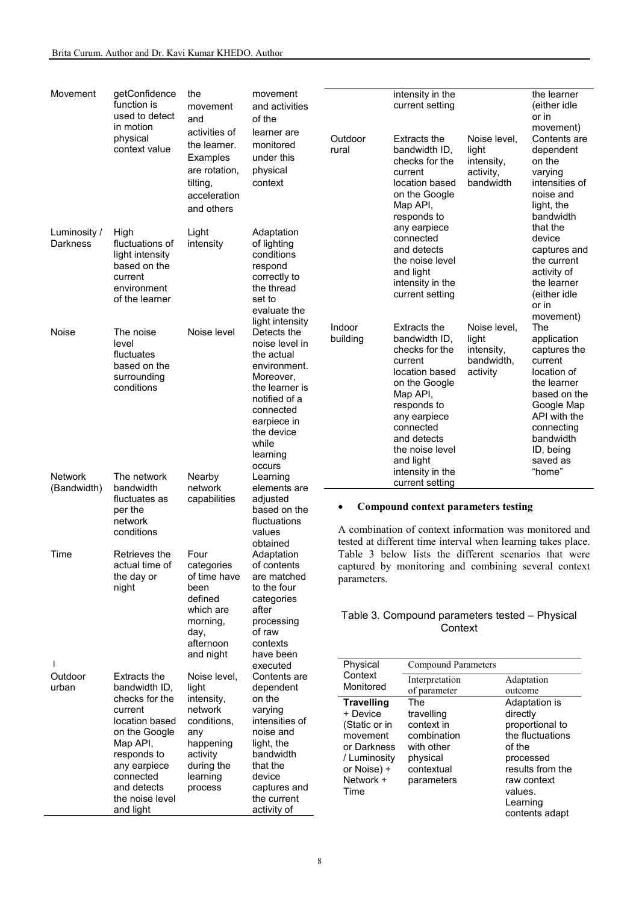| | | | |
|---|---|---|---|
| Movement | getConfidence function is used to detect in motion physical context value | the movement and activities of the learner. Examples are rotation, tilting, acceleration and others | movement and activities of the learner are monitored under this physical context |
| Luminosity / Darkness | High fluctuations of light intensity based on the current environment of the learner | Light intensity | Adaptation of lighting conditions respond correctly to the thread set to evaluate the light intensity |
| Noise | The noise level fluctuates based on the surrounding conditions | Noise level | Detects the noise level in the actual environment. Moreover, the learner is notified of a connected earpiece in the device while learning occurs |
| Network (Bandwidth) | The network bandwidth fluctuates as per the network conditions | Nearby network capabilities | Learning elements are adjusted based on the fluctuations values obtained |
| Time | Retrieves the actual time of the day or night | Four categories of time have been defined which are morning, day, afternoon and night | Adaptation of contents are matched to the four categories after processing of raw contexts have been executed |
| Outdoor urban | Extracts the bandwidth ID, checks for the current location based on the Google Map API, responds to any earpiece connected and detects the noise level and light intensity in the current setting | Noise level, light intensity, network conditions, any happening activity during the learning process | Contents are dependent on the varying intensities of noise and light, the bandwidth that the device captures and the current activity of the learner (either idle or in movement) |
| Outdoor rural | Extracts the bandwidth ID, checks for the current location based on the Google Map API, responds to any earpiece connected and detects the noise level and light intensity in the current setting | Noise level, light intensity, activity, bandwidth | Contents are dependent on the varying intensities of noise and light, the bandwidth that the device captures and the current activity of the learner (either idle or in movement) |
| Indoor building | Extracts the bandwidth ID, checks for the current location based on the Google Map API, responds to any earpiece connected and detects the noise level and light intensity in the current setting | Noise level, light intensity, bandwidth, activity | The application captures the current location of the learner based on the Google Map API with the connecting bandwidth ID, being saved as "home" |

- **Compound context parameters testing**

A combination of context information was monitored and tested at different time interval when learning takes place. Table 3 below lists the different scenarios that were captured by monitoring and combining several context parameters.

Table 3. Compound parameters tested – Physical Context

| Physical Context Monitored | Compound Parameters | |
|---|---|---|
| | Interpretation of parameter | Adaptation outcome |
| **Travelling** + Device (Static or in movement or Darkness / Luminosity or Noise) + Network + Time | The travelling context in combination with other physical contextual parameters | Adaptation is directly proportional to the fluctuations of the processed results from the raw context values. Learning contents adapt |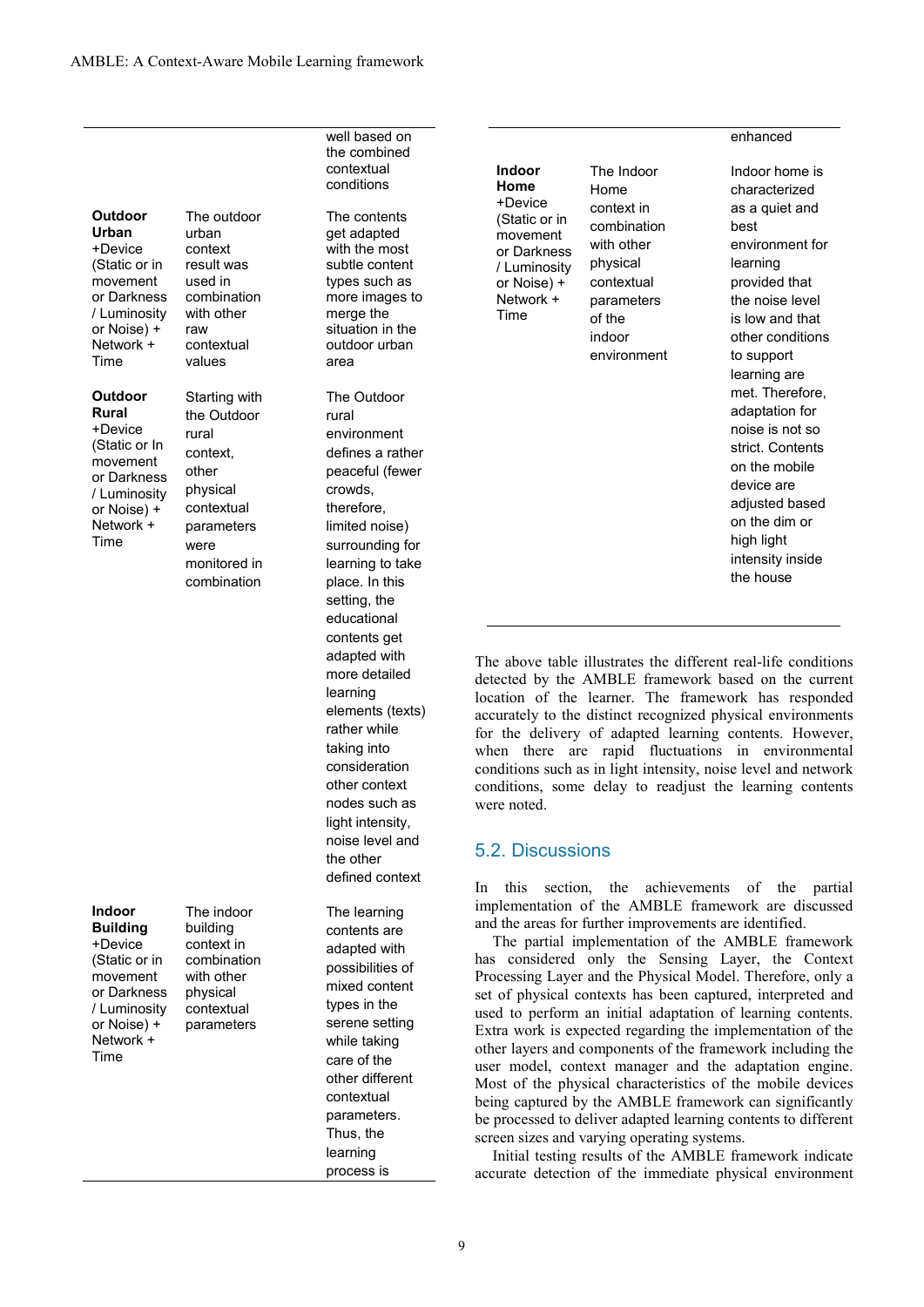| | | |
|---|---|---|
| | | well based on the combined contextual conditions |
| **Outdoor Urban** +Device (Static or in movement or Darkness / Luminosity or Noise) + Network + Time | The outdoor urban context result was used in combination with other raw contextual values | The contents get adapted with the most subtle content types such as more images to merge the situation in the outdoor urban area |
| **Outdoor Rural** +Device (Static or In movement or Darkness / Luminosity or Noise) + Network + Time | Starting with the Outdoor rural context, other physical contextual parameters were monitored in combination | The Outdoor rural environment defines a rather peaceful (fewer crowds, therefore, limited noise) surrounding for learning to take place. In this setting, the educational contents get adapted with more detailed learning elements (texts) rather while taking into consideration other context nodes such as light intensity, noise level and the other defined context |
| **Indoor Building** +Device (Static or in movement or Darkness / Luminosity or Noise) + Network + Time | The indoor building context in combination with other physical contextual parameters | The learning contents are adapted with possibilities of mixed content types in the serene setting while taking care of the other different contextual parameters. Thus, the learning process is enhanced |
| **Indoor Home** +Device (Static or in movement or Darkness / Luminosity or Noise) + Network + Time | The Indoor Home context in combination with other physical contextual parameters of the indoor environment | Indoor home is characterized as a quiet and best environment for learning provided that the noise level is low and that other conditions to support learning are met. Therefore, adaptation for noise is not so strict. Contents on the mobile device are adjusted based on the dim or high light intensity inside the house |

The above table illustrates the different real-life conditions detected by the AMBLE framework based on the current location of the learner. The framework has responded accurately to the distinct recognized physical environments for the delivery of adapted learning contents. However, when there are rapid fluctuations in environmental conditions such as in light intensity, noise level and network conditions, some delay to readjust the learning contents were noted.

## 5.2. Discussions

In this section, the achievements of the partial implementation of the AMBLE framework are discussed and the areas for further improvements are identified.

The partial implementation of the AMBLE framework has considered only the Sensing Layer, the Context Processing Layer and the Physical Model. Therefore, only a set of physical contexts has been captured, interpreted and used to perform an initial adaptation of learning contents. Extra work is expected regarding the implementation of the other layers and components of the framework including the user model, context manager and the adaptation engine. Most of the physical characteristics of the mobile devices being captured by the AMBLE framework can significantly be processed to deliver adapted learning contents to different screen sizes and varying operating systems.

Initial testing results of the AMBLE framework indicate accurate detection of the immediate physical environment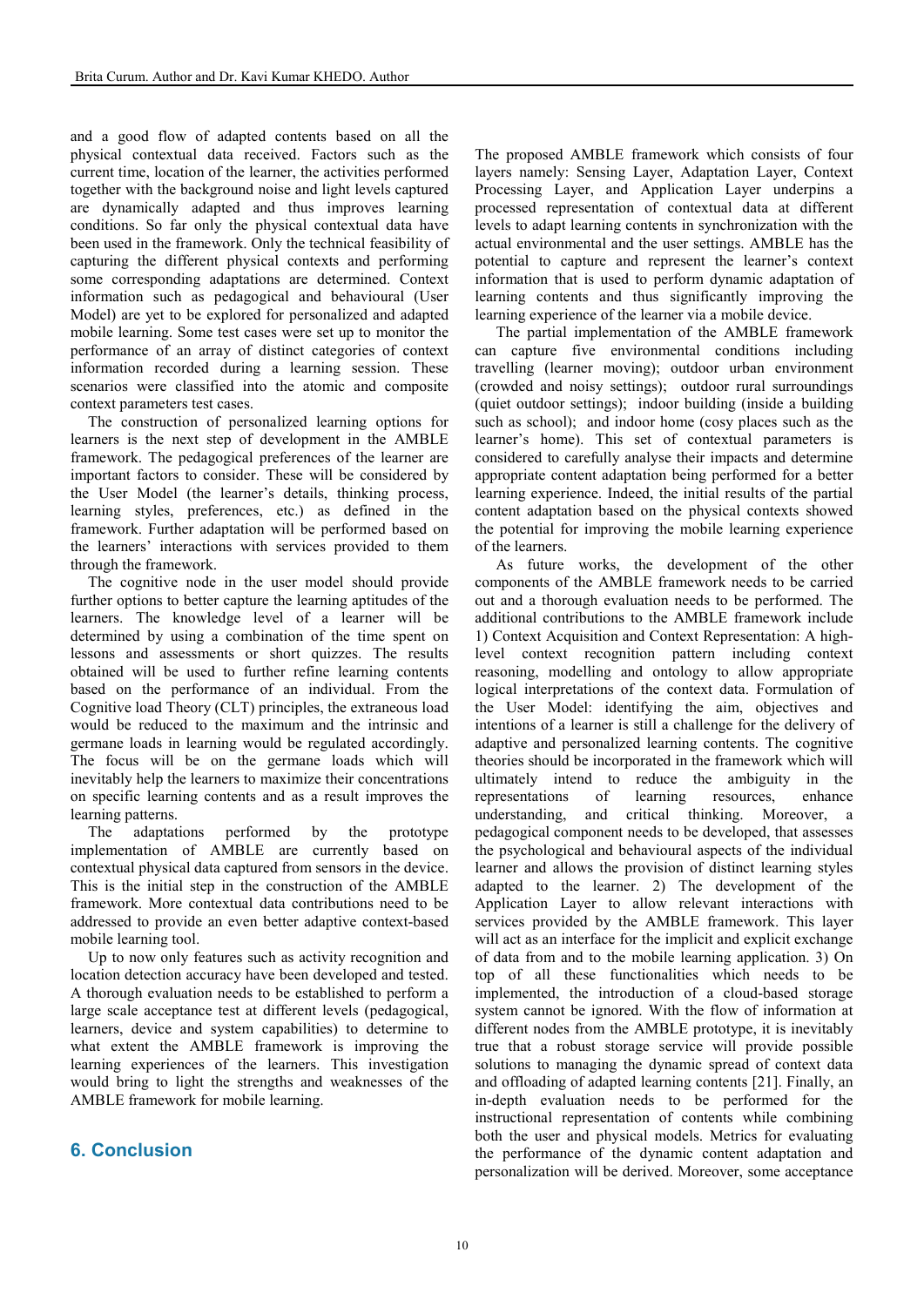and a good flow of adapted contents based on all the physical contextual data received. Factors such as the current time, location of the learner, the activities performed together with the background noise and light levels captured are dynamically adapted and thus improves learning conditions. So far only the physical contextual data have been used in the framework. Only the technical feasibility of capturing the different physical contexts and performing some corresponding adaptations are determined. Context information such as pedagogical and behavioural (User Model) are yet to be explored for personalized and adapted mobile learning. Some test cases were set up to monitor the performance of an array of distinct categories of context information recorded during a learning session. These scenarios were classified into the atomic and composite context parameters test cases.

The construction of personalized learning options for learners is the next step of development in the AMBLE framework. The pedagogical preferences of the learner are important factors to consider. These will be considered by the User Model (the learner's details, thinking process, learning styles, preferences, etc.) as defined in the framework. Further adaptation will be performed based on the learners' interactions with services provided to them through the framework.

The cognitive node in the user model should provide further options to better capture the learning aptitudes of the learners. The knowledge level of a learner will be determined by using a combination of the time spent on lessons and assessments or short quizzes. The results obtained will be used to further refine learning contents based on the performance of an individual. From the Cognitive load Theory (CLT) principles, the extraneous load would be reduced to the maximum and the intrinsic and germane loads in learning would be regulated accordingly. The focus will be on the germane loads which will inevitably help the learners to maximize their concentrations on specific learning contents and as a result improves the learning patterns.

The adaptations performed by the prototype implementation of AMBLE are currently based on contextual physical data captured from sensors in the device. This is the initial step in the construction of the AMBLE framework. More contextual data contributions need to be addressed to provide an even better adaptive context-based mobile learning tool.

Up to now only features such as activity recognition and location detection accuracy have been developed and tested. A thorough evaluation needs to be established to perform a large scale acceptance test at different levels (pedagogical, learners, device and system capabilities) to determine to what extent the AMBLE framework is improving the learning experiences of the learners. This investigation would bring to light the strengths and weaknesses of the AMBLE framework for mobile learning.

## 6. Conclusion

The proposed AMBLE framework which consists of four layers namely: Sensing Layer, Adaptation Layer, Context Processing Layer, and Application Layer underpins a processed representation of contextual data at different levels to adapt learning contents in synchronization with the actual environmental and the user settings. AMBLE has the potential to capture and represent the learner's context information that is used to perform dynamic adaptation of learning contents and thus significantly improving the learning experience of the learner via a mobile device.

The partial implementation of the AMBLE framework can capture five environmental conditions including travelling (learner moving); outdoor urban environment (crowded and noisy settings); outdoor rural surroundings (quiet outdoor settings); indoor building (inside a building such as school); and indoor home (cosy places such as the learner's home). This set of contextual parameters is considered to carefully analyse their impacts and determine appropriate content adaptation being performed for a better learning experience. Indeed, the initial results of the partial content adaptation based on the physical contexts showed the potential for improving the mobile learning experience of the learners.

As future works, the development of the other components of the AMBLE framework needs to be carried out and a thorough evaluation needs to be performed. The additional contributions to the AMBLE framework include 1) Context Acquisition and Context Representation: A high-level context recognition pattern including context reasoning, modelling and ontology to allow appropriate logical interpretations of the context data. Formulation of the User Model: identifying the aim, objectives and intentions of a learner is still a challenge for the delivery of adaptive and personalized learning contents. The cognitive theories should be incorporated in the framework which will ultimately intend to reduce the ambiguity in the representations of learning resources, enhance understanding, and critical thinking. Moreover, a pedagogical component needs to be developed, that assesses the psychological and behavioural aspects of the individual learner and allows the provision of distinct learning styles adapted to the learner. 2) The development of the Application Layer to allow relevant interactions with services provided by the AMBLE framework. This layer will act as an interface for the implicit and explicit exchange of data from and to the mobile learning application. 3) On top of all these functionalities which needs to be implemented, the introduction of a cloud-based storage system cannot be ignored. With the flow of information at different nodes from the AMBLE prototype, it is inevitably true that a robust storage service will provide possible solutions to managing the dynamic spread of context data and offloading of adapted learning contents [21]. Finally, an in-depth evaluation needs to be performed for the instructional representation of contents while combining both the user and physical models. Metrics for evaluating the performance of the dynamic content adaptation and personalization will be derived. Moreover, some acceptance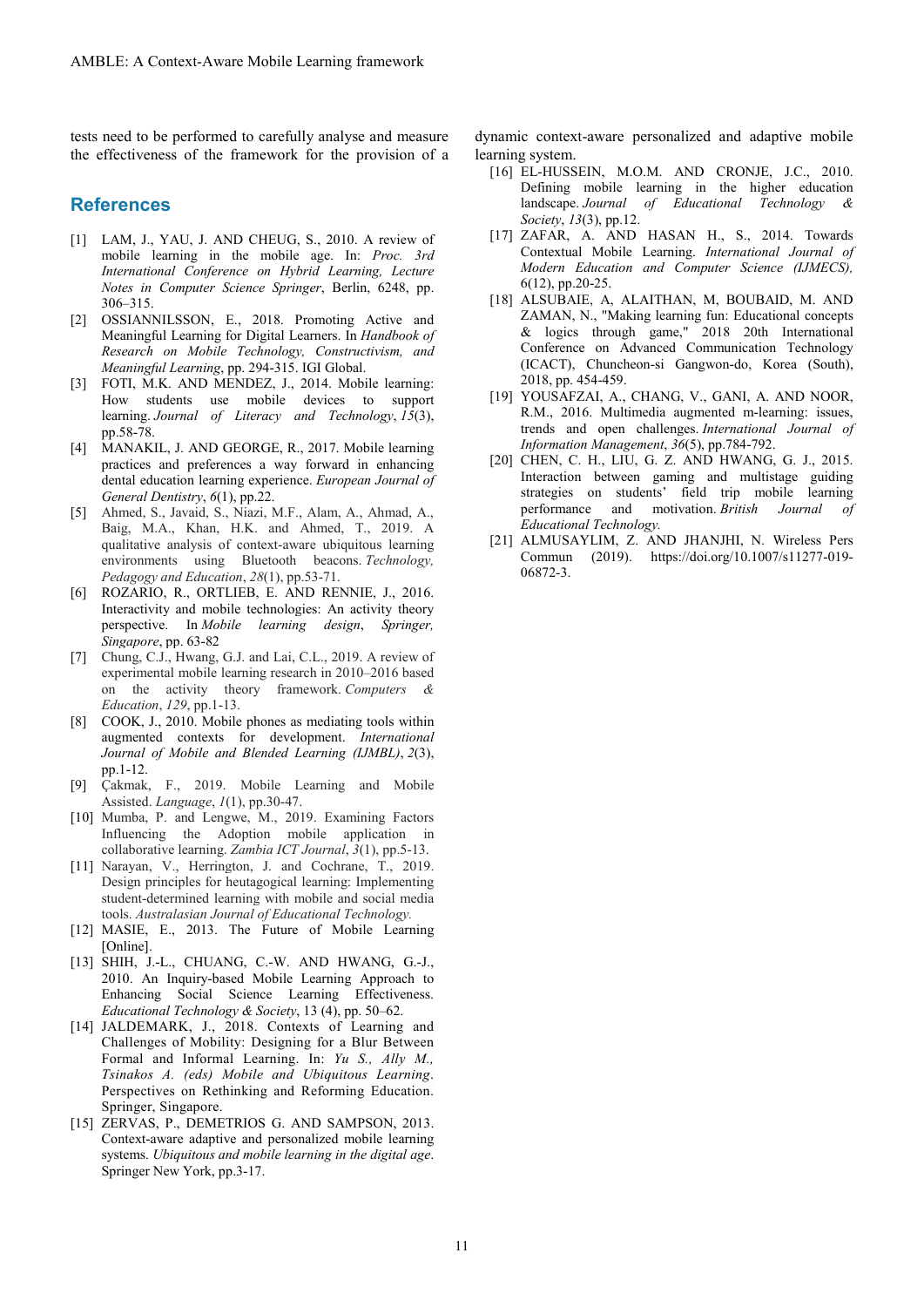tests need to be performed to carefully analyse and measure the effectiveness of the framework for the provision of a dynamic context-aware personalized and adaptive mobile learning system.

## References

[1] LAM, J., YAU, J. AND CHEUG, S., 2010. A review of mobile learning in the mobile age. In: *Proc. 3rd International Conference on Hybrid Learning, Lecture Notes in Computer Science Springer*, Berlin, 6248, pp. 306–315.

[2] OSSIANNILSSON, E., 2018. Promoting Active and Meaningful Learning for Digital Learners. In *Handbook of Research on Mobile Technology, Constructivism, and Meaningful Learning*, pp. 294-315. IGI Global.

[3] FOTI, M.K. AND MENDEZ, J., 2014. Mobile learning: How students use mobile devices to support learning. *Journal of Literacy and Technology*, *15*(3), pp.58-78.

[4] MANAKIL, J. AND GEORGE, R., 2017. Mobile learning practices and preferences a way forward in enhancing dental education learning experience. *European Journal of General Dentistry*, *6*(1), pp.22.

[5] Ahmed, S., Javaid, S., Niazi, M.F., Alam, A., Ahmad, A., Baig, M.A., Khan, H.K. and Ahmed, T., 2019. A qualitative analysis of context-aware ubiquitous learning environments using Bluetooth beacons. *Technology, Pedagogy and Education*, *28*(1), pp.53-71.

[6] ROZARIO, R., ORTLIEB, E. AND RENNIE, J., 2016. Interactivity and mobile technologies: An activity theory perspective. In *Mobile learning design*, *Springer, Singapore*, pp. 63-82

[7] Chung, C.J., Hwang, G.J. and Lai, C.L., 2019. A review of experimental mobile learning research in 2010–2016 based on the activity theory framework. *Computers & Education*, *129*, pp.1-13.

[8] COOK, J., 2010. Mobile phones as mediating tools within augmented contexts for development. *International Journal of Mobile and Blended Learning (IJMBL)*, *2*(3), pp.1-12.

[9] Çakmak, F., 2019. Mobile Learning and Mobile Assisted. *Language*, *1*(1), pp.30-47.

[10] Mumba, P. and Lengwe, M., 2019. Examining Factors Influencing the Adoption mobile application in collaborative learning. *Zambia ICT Journal*, *3*(1), pp.5-13.

[11] Narayan, V., Herrington, J. and Cochrane, T., 2019. Design principles for heutagogical learning: Implementing student-determined learning with mobile and social media tools. *Australasian Journal of Educational Technology.*

[12] MASIE, E., 2013. The Future of Mobile Learning [Online].

[13] SHIH, J.-L., CHUANG, C.-W. AND HWANG, G.-J., 2010. An Inquiry-based Mobile Learning Approach to Enhancing Social Science Learning Effectiveness. *Educational Technology & Society*, 13 (4), pp. 50–62.

[14] JALDEMARK, J., 2018. Contexts of Learning and Challenges of Mobility: Designing for a Blur Between Formal and Informal Learning. In: *Yu S., Ally M., Tsinakos A. (eds) Mobile and Ubiquitous Learning*. Perspectives on Rethinking and Reforming Education. Springer, Singapore.

[15] ZERVAS, P., DEMETRIOS G. AND SAMPSON, 2013. Context-aware adaptive and personalized mobile learning systems. *Ubiquitous and mobile learning in the digital age*. Springer New York, pp.3-17.

[16] EL-HUSSEIN, M.O.M. AND CRONJE, J.C., 2010. Defining mobile learning in the higher education landscape. *Journal of Educational Technology & Society*, *13*(3), pp.12.

[17] ZAFAR, A. AND HASAN H., S., 2014. Towards Contextual Mobile Learning. *International Journal of Modern Education and Computer Science (IJMECS),* 6(12), pp.20-25.

[18] ALSUBAIE, A, ALAITHAN, M, BOUBAID, M. AND ZAMAN, N., "Making learning fun: Educational concepts & logics through game," 2018 20th International Conference on Advanced Communication Technology (ICACT), Chuncheon-si Gangwon-do, Korea (South), 2018, pp. 454-459.

[19] YOUSAFZAI, A., CHANG, V., GANI, A. AND NOOR, R.M., 2016. Multimedia augmented m-learning: issues, trends and open challenges. *International Journal of Information Management*, *36*(5), pp.784-792.

[20] CHEN, C. H., LIU, G. Z. AND HWANG, G. J., 2015. Interaction between gaming and multistage guiding strategies on students' field trip mobile learning performance and motivation. *British Journal of Educational Technology.*

[21] ALMUSAYLIM, Z. AND JHANJHI, N. Wireless Pers Commun (2019). https://doi.org/10.1007/s11277-019-06872-3.